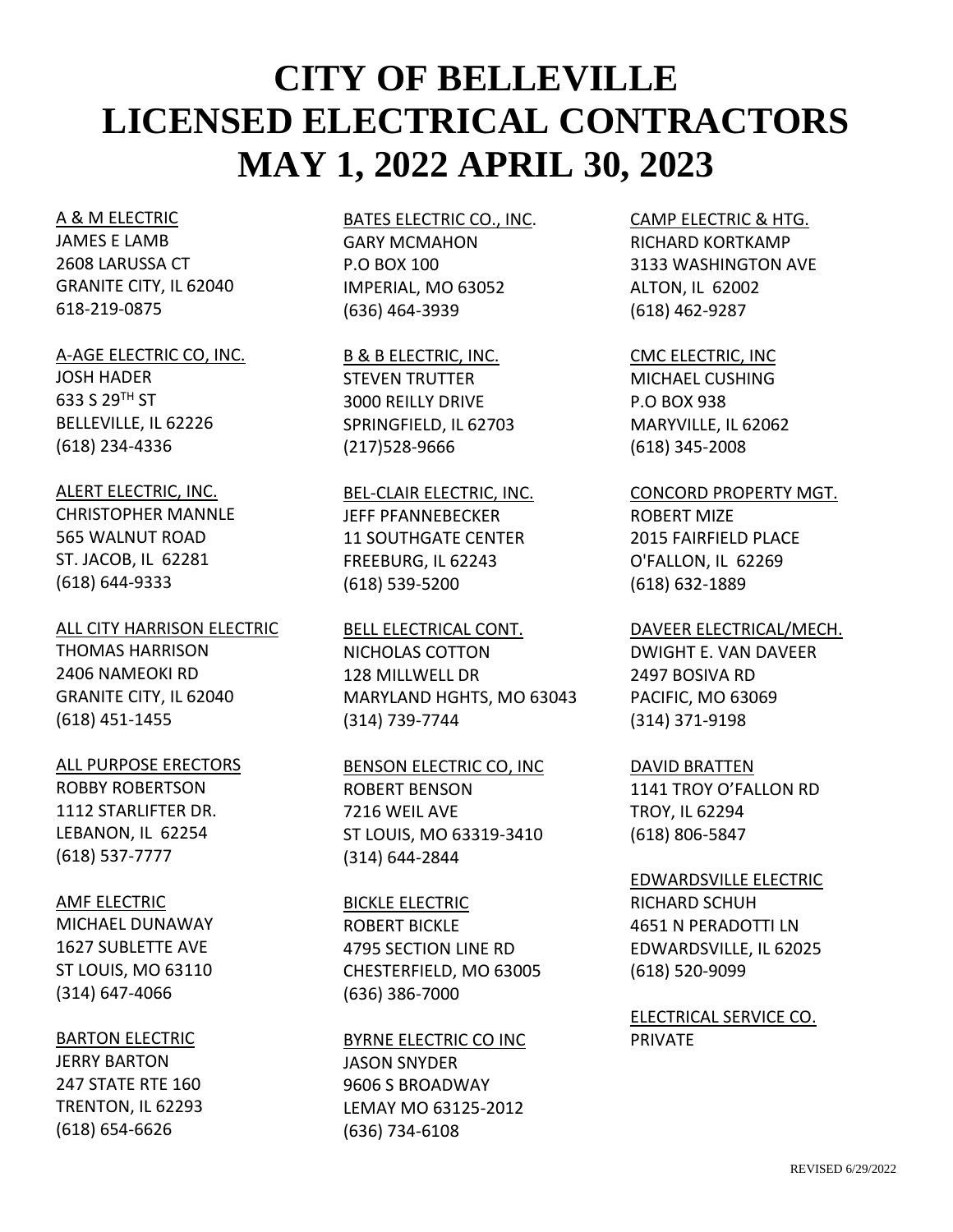# CITY OF BELLEVILLE
# LICENSED ELECTRICAL CONTRACTORS
# MAY 1, 2022 APRIL 30, 2023

A & M ELECTRIC
JAMES E LAMB
2608 LARUSSA CT
GRANITE CITY, IL 62040
618-219-0875

A-AGE ELECTRIC CO, INC.
JOSH HADER
633 S 29TH ST
BELLEVILLE, IL 62226
(618) 234-4336

ALERT ELECTRIC, INC.
CHRISTOPHER MANNLE
565 WALNUT ROAD
ST. JACOB, IL 62281
(618) 644-9333

ALL CITY HARRISON ELECTRIC
THOMAS HARRISON
2406 NAMEOKI RD
GRANITE CITY, IL 62040
(618) 451-1455

ALL PURPOSE ERECTORS
ROBBY ROBERTSON
1112 STARLIFTER DR.
LEBANON, IL 62254
(618) 537-7777

AMF ELECTRIC
MICHAEL DUNAWAY
1627 SUBLETTE AVE
ST LOUIS, MO 63110
(314) 647-4066

BARTON ELECTRIC
JERRY BARTON
247 STATE RTE 160
TRENTON, IL 62293
(618) 654-6626

BATES ELECTRIC CO., INC.
GARY MCMAHON
P.O BOX 100
IMPERIAL, MO 63052
(636) 464-3939

B & B ELECTRIC, INC.
STEVEN TRUTTER
3000 REILLY DRIVE
SPRINGFIELD, IL 62703
(217)528-9666

BEL-CLAIR ELECTRIC, INC.
JEFF PFANNEBECKER
11 SOUTHGATE CENTER
FREEBURG, IL 62243
(618) 539-5200

BELL ELECTRICAL CONT.
NICHOLAS COTTON
128 MILLWELL DR
MARYLAND HGHTS, MO 63043
(314) 739-7744

BENSON ELECTRIC CO, INC
ROBERT BENSON
7216 WEIL AVE
ST LOUIS, MO 63319-3410
(314) 644-2844

BICKLE ELECTRIC
ROBERT BICKLE
4795 SECTION LINE RD
CHESTERFIELD, MO 63005
(636) 386-7000

BYRNE ELECTRIC CO INC
JASON SNYDER
9606 S BROADWAY
LEMAY MO 63125-2012
(636) 734-6108

CAMP ELECTRIC & HTG.
RICHARD KORTKAMP
3133 WASHINGTON AVE
ALTON, IL 62002
(618) 462-9287

CMC ELECTRIC, INC
MICHAEL CUSHING
P.O BOX 938
MARYVILLE, IL 62062
(618) 345-2008

CONCORD PROPERTY MGT.
ROBERT MIZE
2015 FAIRFIELD PLACE
O'FALLON, IL 62269
(618) 632-1889

DAVEER ELECTRICAL/MECH.
DWIGHT E. VAN DAVEER
2497 BOSIVA RD
PACIFIC, MO 63069
(314) 371-9198

DAVID BRATTEN
1141 TROY O'FALLON RD
TROY, IL 62294
(618) 806-5847

EDWARDSVILLE ELECTRIC
RICHARD SCHUH
4651 N PERADOTTI LN
EDWARDSVILLE, IL 62025
(618) 520-9099

ELECTRICAL SERVICE CO.
PRIVATE

REVISED 6/29/2022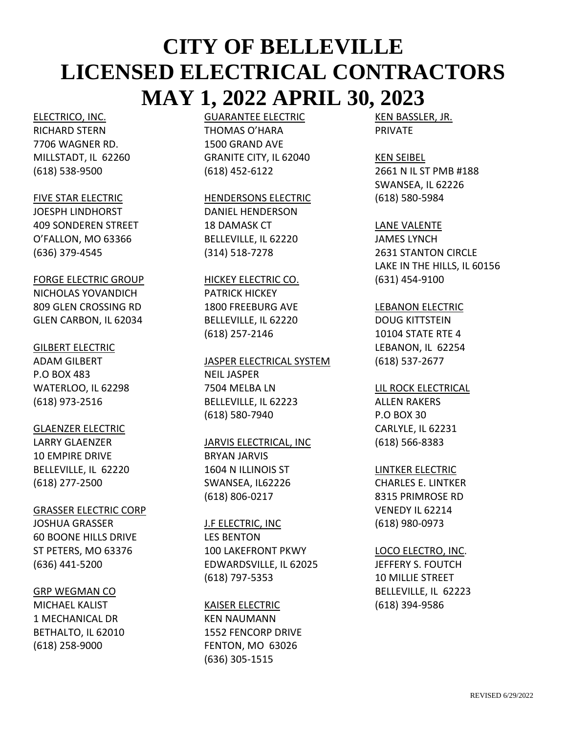# CITY OF BELLEVILLE LICENSED ELECTRICAL CONTRACTORS MAY 1, 2022 APRIL 30, 2023

ELECTRICO, INC.
RICHARD STERN
7706 WAGNER RD.
MILLSTADT, IL 62260
(618) 538-9500

FIVE STAR ELECTRIC
JOESPH LINDHORST
409 SONDEREN STREET
O'FALLON, MO 63366
(636) 379-4545

FORGE ELECTRIC GROUP
NICHOLAS YOVANDICH
809 GLEN CROSSING RD
GLEN CARBON, IL 62034

GILBERT ELECTRIC
ADAM GILBERT
P.O BOX 483
WATERLOO, IL 62298
(618) 973-2516

GLAENZER ELECTRIC
LARRY GLAENZER
10 EMPIRE DRIVE
BELLEVILLE, IL 62220
(618) 277-2500

GRASSER ELECTRIC CORP
JOSHUA GRASSER
60 BOONE HILLS DRIVE
ST PETERS, MO 63376
(636) 441-5200

GRP WEGMAN CO
MICHAEL KALIST
1 MECHANICAL DR
BETHALTO, IL 62010
(618) 258-9000

GUARANTEE ELECTRIC
THOMAS O'HARA
1500 GRAND AVE
GRANITE CITY, IL 62040
(618) 452-6122

HENDERSONS ELECTRIC
DANIEL HENDERSON
18 DAMASK CT
BELLEVILLE, IL 62220
(314) 518-7278

HICKEY ELECTRIC CO.
PATRICK HICKEY
1800 FREEBURG AVE
BELLEVILLE, IL 62220
(618) 257-2146

JASPER ELECTRICAL SYSTEM
NEIL JASPER
7504 MELBA LN
BELLEVILLE, IL 62223
(618) 580-7940

JARVIS ELECTRICAL, INC
BRYAN JARVIS
1604 N ILLINOIS ST
SWANSEA, IL62226
(618) 806-0217

J.F ELECTRIC, INC
LES BENTON
100 LAKEFRONT PKWY
EDWARDSVILLE, IL 62025
(618) 797-5353

KAISER ELECTRIC
KEN NAUMANN
1552 FENCORP DRIVE
FENTON, MO 63026
(636) 305-1515

KEN BASSLER, JR.
PRIVATE

KEN SEIBEL
2661 N IL ST PMB #188
SWANSEA, IL 62226
(618) 580-5984

LANE VALENTE
JAMES LYNCH
2631 STANTON CIRCLE
LAKE IN THE HILLS, IL 60156
(631) 454-9100

LEBANON ELECTRIC
DOUG KITTSTEIN
10104 STATE RTE 4
LEBANON, IL 62254
(618) 537-2677

LIL ROCK ELECTRICAL
ALLEN RAKERS
P.O BOX 30
CARLYLE, IL 62231
(618) 566-8383

LINTKER ELECTRIC
CHARLES E. LINTKER
8315 PRIMROSE RD
VENEDY IL 62214
(618) 980-0973

LOCO ELECTRO, INC.
JEFFERY S. FOUTCH
10 MILLIE STREET
BELLEVILLE, IL 62223
(618) 394-9586

REVISED 6/29/2022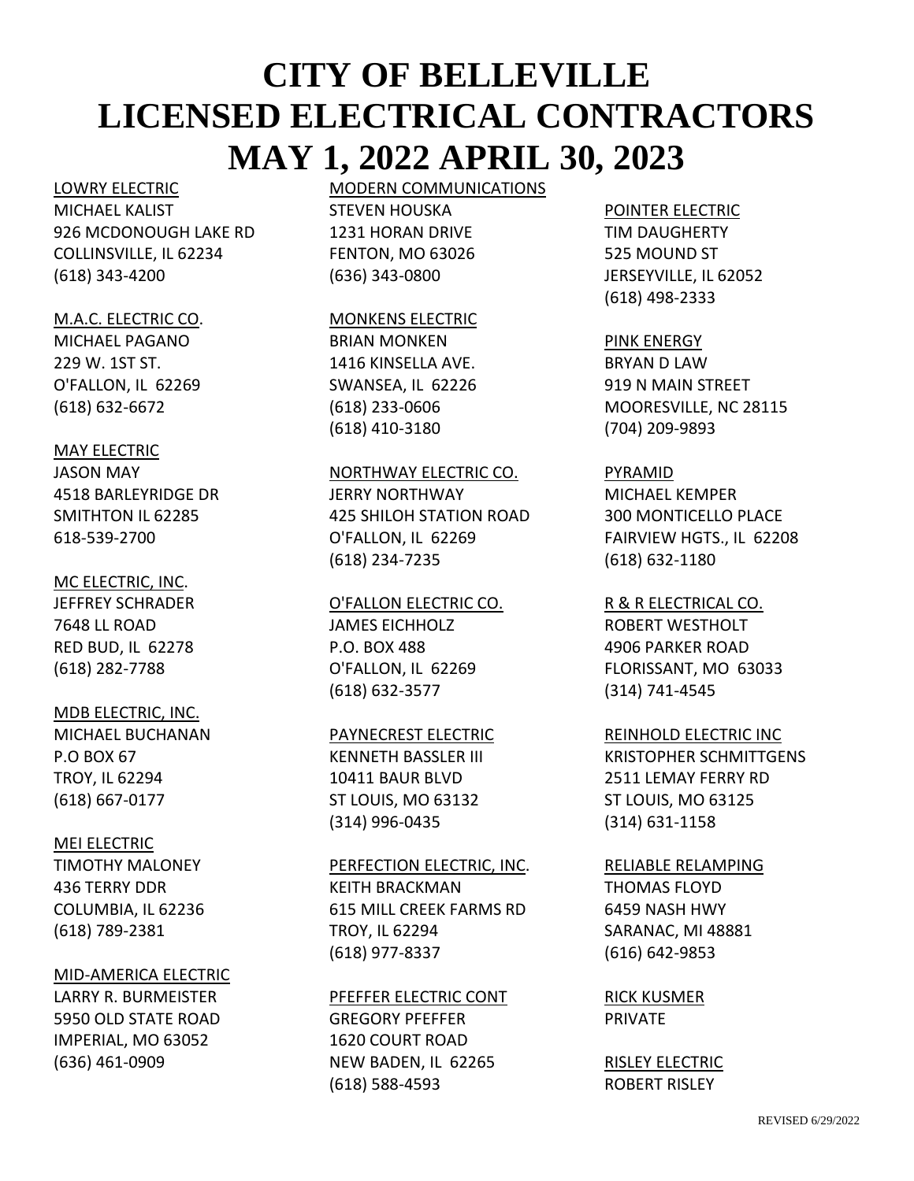# CITY OF BELLEVILLE LICENSED ELECTRICAL CONTRACTORS MAY 1, 2022 APRIL 30, 2023

LOWRY ELECTRIC
MICHAEL KALIST
926 MCDONOUGH LAKE RD
COLLINSVILLE, IL 62234
(618) 343-4200

M.A.C. ELECTRIC CO.
MICHAEL PAGANO
229 W. 1ST ST.
O'FALLON, IL 62269
(618) 632-6672

MAY ELECTRIC
JASON MAY
4518 BARLEYRIDGE DR
SMITHTON IL 62285
618-539-2700

MC ELECTRIC, INC.
JEFFREY SCHRADER
7648 LL ROAD
RED BUD, IL 62278
(618) 282-7788

MDB ELECTRIC, INC.
MICHAEL BUCHANAN
P.O BOX 67
TROY, IL 62294
(618) 667-0177

MEI ELECTRIC
TIMOTHY MALONEY
436 TERRY DDR
COLUMBIA, IL 62236
(618) 789-2381

MID-AMERICA ELECTRIC
LARRY R. BURMEISTER
5950 OLD STATE ROAD
IMPERIAL, MO 63052
(636) 461-0909

MODERN COMMUNICATIONS
STEVEN HOUSKA
1231 HORAN DRIVE
FENTON, MO 63026
(636) 343-0800

MONKENS ELECTRIC
BRIAN MONKEN
1416 KINSELLA AVE.
SWANSEA, IL 62226
(618) 233-0606
(618) 410-3180

NORTHWAY ELECTRIC CO.
JERRY NORTHWAY
425 SHILOH STATION ROAD
O'FALLON, IL 62269
(618) 234-7235

O'FALLON ELECTRIC CO.
JAMES EICHHOLZ
P.O. BOX 488
O'FALLON, IL 62269
(618) 632-3577

PAYNECREST ELECTRIC
KENNETH BASSLER III
10411 BAUR BLVD
ST LOUIS, MO 63132
(314) 996-0435

PERFECTION ELECTRIC, INC.
KEITH BRACKMAN
615 MILL CREEK FARMS RD
TROY, IL 62294
(618) 977-8337

PFEFFER ELECTRIC CONT
GREGORY PFEFFER
1620 COURT ROAD
NEW BADEN, IL 62265
(618) 588-4593

POINTER ELECTRIC
TIM DAUGHERTY
525 MOUND ST
JERSEYVILLE, IL 62052
(618) 498-2333

PINK ENERGY
BRYAN D LAW
919 N MAIN STREET
MOORESVILLE, NC 28115
(704) 209-9893

PYRAMID
MICHAEL KEMPER
300 MONTICELLO PLACE
FAIRVIEW HGTS., IL 62208
(618) 632-1180

R & R ELECTRICAL CO.
ROBERT WESTHOLT
4906 PARKER ROAD
FLORISSANT, MO 63033
(314) 741-4545

REINHOLD ELECTRIC INC
KRISTOPHER SCHMITTGENS
2511 LEMAY FERRY RD
ST LOUIS, MO 63125
(314) 631-1158

RELIABLE RELAMPING
THOMAS FLOYD
6459 NASH HWY
SARANAC, MI 48881
(616) 642-9853

RICK KUSMER
PRIVATE

RISLEY ELECTRIC
ROBERT RISLEY

REVISED 6/29/2022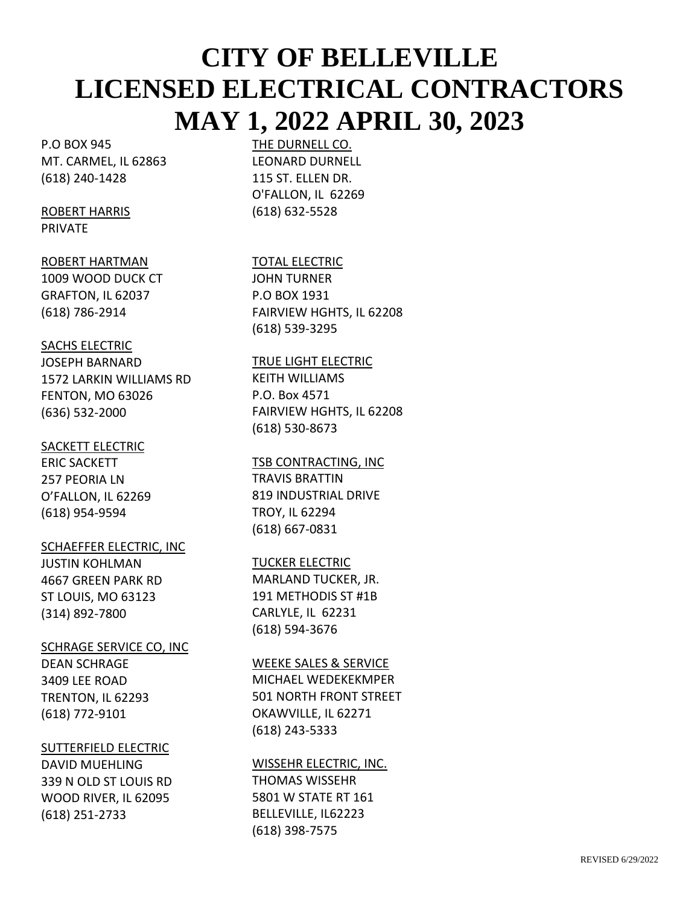# CITY OF BELLEVILLE
# LICENSED ELECTRICAL CONTRACTORS
# MAY 1, 2022 APRIL 30, 2023

P.O BOX 945
MT. CARMEL, IL 62863
(618) 240-1428

ROBERT HARRIS
PRIVATE

ROBERT HARTMAN
1009 WOOD DUCK CT
GRAFTON, IL 62037
(618) 786-2914

SACHS ELECTRIC
JOSEPH BARNARD
1572 LARKIN WILLIAMS RD
FENTON, MO 63026
(636) 532-2000

SACKETT ELECTRIC
ERIC SACKETT
257 PEORIA LN
O'FALLON, IL 62269
(618) 954-9594

SCHAEFFER ELECTRIC, INC
JUSTIN KOHLMAN
4667 GREEN PARK RD
ST LOUIS, MO 63123
(314) 892-7800

SCHRAGE SERVICE CO, INC
DEAN SCHRAGE
3409 LEE ROAD
TRENTON, IL 62293
(618) 772-9101

SUTTERFIELD ELECTRIC
DAVID MUEHLING
339 N OLD ST LOUIS RD
WOOD RIVER, IL 62095
(618) 251-2733

THE DURNELL CO.
LEONARD DURNELL
115 ST. ELLEN DR.
O'FALLON, IL 62269
(618) 632-5528

TOTAL ELECTRIC
JOHN TURNER
P.O BOX 1931
FAIRVIEW HGHTS, IL 62208
(618) 539-3295

TRUE LIGHT ELECTRIC
KEITH WILLIAMS
P.O. Box 4571
FAIRVIEW HGHTS, IL 62208
(618) 530-8673

TSB CONTRACTING, INC
TRAVIS BRATTIN
819 INDUSTRIAL DRIVE
TROY, IL 62294
(618) 667-0831

TUCKER ELECTRIC
MARLAND TUCKER, JR.
191 METHODIS ST #1B
CARLYLE, IL 62231
(618) 594-3676

WEEKE SALES & SERVICE
MICHAEL WEDEKEKMPER
501 NORTH FRONT STREET
OKAWVILLE, IL 62271
(618) 243-5333

WISSEHR ELECTRIC, INC.
THOMAS WISSEHR
5801 W STATE RT 161
BELLEVILLE, IL62223
(618) 398-7575

REVISED 6/29/2022